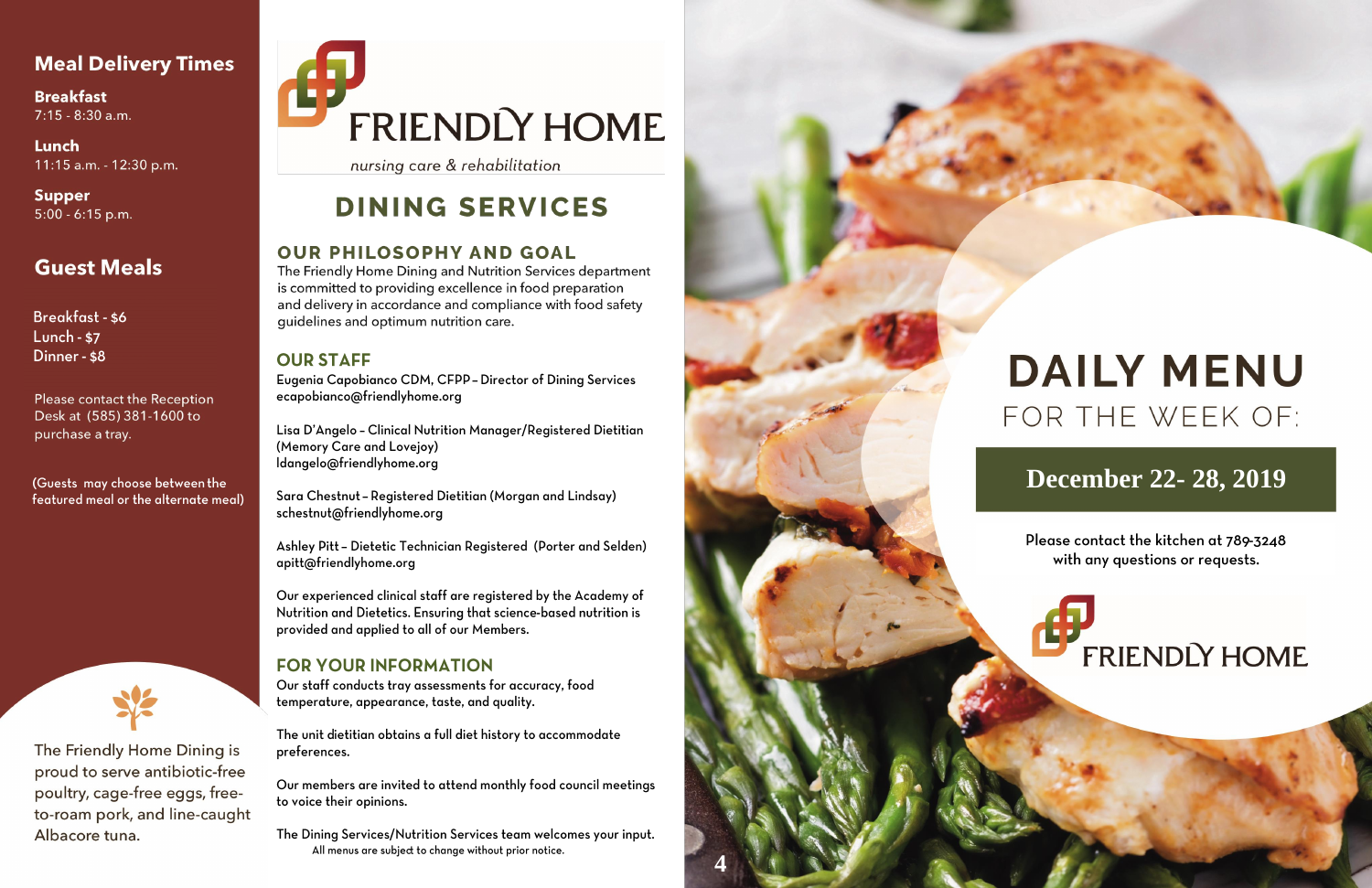## Meal Delivery Times

**Breakfast**
7:15 - 8:30 a.m.

**Lunch**
11:15 a.m. - 12:30 p.m.

**Supper**
5:00 - 6:15 p.m.

## Guest Meals

Breakfast - $6
Lunch - $7
Dinner - $8

Please contact the Reception Desk at (585) 381-1600 to purchase a tray.

(Guests may choose between the featured meal or the alternate meal)

The Friendly Home Dining is proud to serve antibiotic-free poultry, cage-free eggs, free-to-roam pork, and line-caught Albacore tuna.

# FRIENDLY HOME

*nursing care & rehabilitation*

# DINING SERVICES

## OUR PHILOSOPHY AND GOAL

The Friendly Home Dining and Nutrition Services department is committed to providing excellence in food preparation and delivery in accordance and compliance with food safety guidelines and optimum nutrition care.

## OUR STAFF

Eugenia Capobianco CDM, CFPP – Director of Dining Services
ecapobianco@friendlyhome.org

Lisa D'Angelo – Clinical Nutrition Manager/Registered Dietitian (Memory Care and Lovejoy)
ldangelo@friendlyhome.org

Sara Chestnut – Registered Dietitian (Morgan and Lindsay)
schestnut@friendlyhome.org

Ashley Pitt – Dietetic Technician Registered (Porter and Selden)
apitt@friendlyhome.org

Our experienced clinical staff are registered by the Academy of Nutrition and Dietetics. Ensuring that science-based nutrition is provided and applied to all of our Members.

## FOR YOUR INFORMATION

Our staff conducts tray assessments for accuracy, food temperature, appearance, taste, and quality.

The unit dietitian obtains a full diet history to accommodate preferences.

Our members are invited to attend monthly food council meetings to voice their opinions.

The Dining Services/Nutrition Services team welcomes your input.

All menus are subject to change without prior notice.

# DAILY MENU

## FOR THE WEEK OF:

## December 22- 28, 2019

Please contact the kitchen at 789-3248 with any questions or requests.

FRIENDLY HOME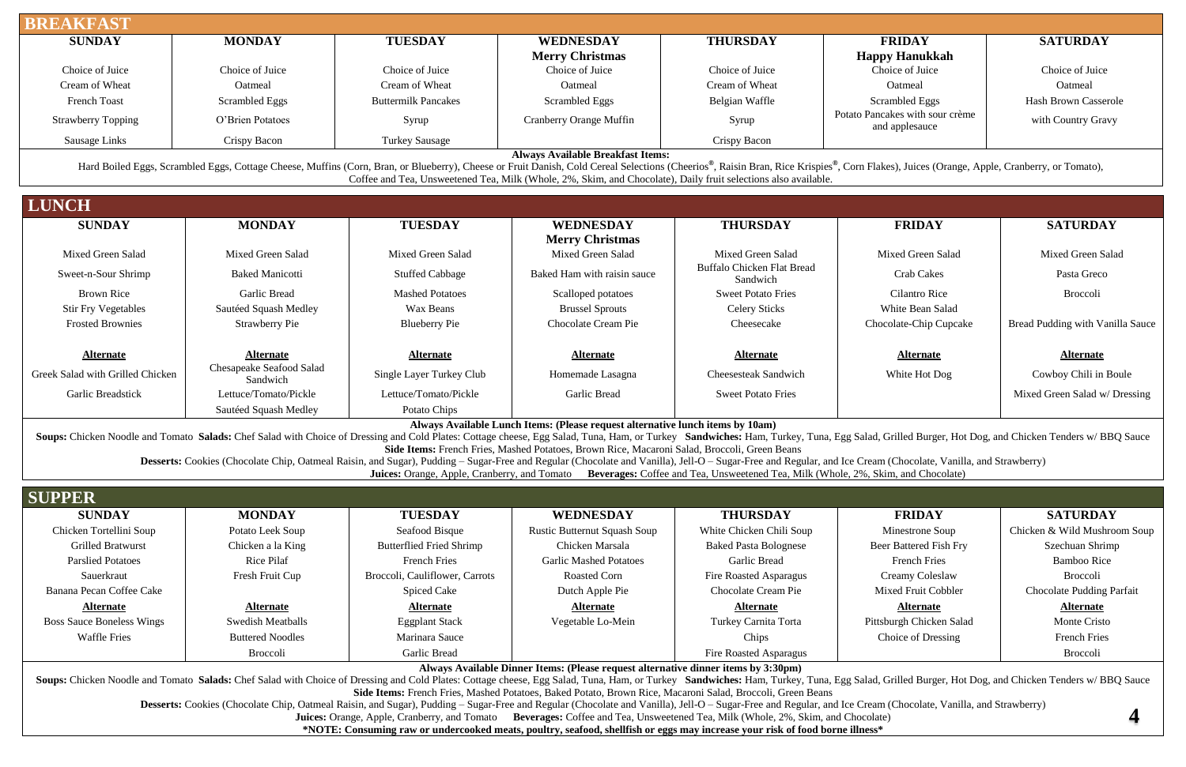## BREAKFAST

| SUNDAY | MONDAY | TUESDAY | WEDNESDAY Merry Christmas | THURSDAY | FRIDAY Happy Hanukkah | SATURDAY |
|---|---|---|---|---|---|---|
| Choice of Juice | Choice of Juice | Choice of Juice | Choice of Juice | Choice of Juice | Choice of Juice | Choice of Juice |
| Cream of Wheat | Oatmeal | Cream of Wheat | Oatmeal | Cream of Wheat | Oatmeal | Oatmeal |
| French Toast | Scrambled Eggs | Buttermilk Pancakes | Scrambled Eggs | Belgian Waffle | Scrambled Eggs | Hash Brown Casserole |
| Strawberry Topping | O'Brien Potatoes | Syrup | Cranberry Orange Muffin | Syrup | Potato Pancakes with sour crème and applesauce | with Country Gravy |
| Sausage Links | Crispy Bacon | Turkey Sausage | | Crispy Bacon | | |

**Always Available Breakfast Items:**
Hard Boiled Eggs, Scrambled Eggs, Cottage Cheese, Muffins (Corn, Bran, or Blueberry), Cheese or Fruit Danish, Cold Cereal Selections (Cheerios®, Raisin Bran, Rice Krispies®, Corn Flakes), Juices (Orange, Apple, Cranberry, or Tomato), Coffee and Tea, Unsweetened Tea, Milk (Whole, 2%, Skim, and Chocolate), Daily fruit selections also available.

## LUNCH

| SUNDAY | MONDAY | TUESDAY | WEDNESDAY Merry Christmas | THURSDAY | FRIDAY | SATURDAY |
|---|---|---|---|---|---|---|
| Mixed Green Salad | Mixed Green Salad | Mixed Green Salad | Mixed Green Salad | Mixed Green Salad | Mixed Green Salad | Mixed Green Salad |
| Sweet-n-Sour Shrimp | Baked Manicotti | Stuffed Cabbage | Baked Ham with raisin sauce | Buffalo Chicken Flat Bread Sandwich | Crab Cakes | Pasta Greco |
| Brown Rice | Garlic Bread | Mashed Potatoes | Scalloped potatoes | Sweet Potato Fries | Cilantro Rice | Broccoli |
| Stir Fry Vegetables | Sautéed Squash Medley | Wax Beans | Brussel Sprouts | Celery Sticks | White Bean Salad | |
| Frosted Brownies | Strawberry Pie | Blueberry Pie | Chocolate Cream Pie | Cheesecake | Chocolate-Chip Cupcake | Bread Pudding with Vanilla Sauce |
| **Alternate** | **Alternate** | **Alternate** | **Alternate** | **Alternate** | **Alternate** | **Alternate** |
| Greek Salad with Grilled Chicken | Chesapeake Seafood Salad Sandwich | Single Layer Turkey Club | Homemade Lasagna | Cheesesteak Sandwich | White Hot Dog | Cowboy Chili in Boule |
| Garlic Breadstick | Lettuce/Tomato/Pickle | Lettuce/Tomato/Pickle | Garlic Bread | Sweet Potato Fries | | Mixed Green Salad w/ Dressing |
| | Sautéed Squash Medley | Potato Chips | | | | |

**Always Available Lunch Items: (Please request alternative lunch items by 10am)**
**Soups:** Chicken Noodle and Tomato **Salads:** Chef Salad with Choice of Dressing and Cold Plates: Cottage cheese, Egg Salad, Tuna, Ham, or Turkey **Sandwiches:** Ham, Turkey, Tuna, Egg Salad, Grilled Burger, Hot Dog, and Chicken Tenders w/ BBQ Sauce
**Side Items:** French Fries, Mashed Potatoes, Brown Rice, Macaroni Salad, Broccoli, Green Beans
**Desserts:** Cookies (Chocolate Chip, Oatmeal Raisin, and Sugar), Pudding – Sugar-Free and Regular (Chocolate and Vanilla), Jell-O – Sugar-Free and Regular, and Ice Cream (Chocolate, Vanilla, and Strawberry)
**Juices:** Orange, Apple, Cranberry, and Tomato **Beverages:** Coffee and Tea, Unsweetened Tea, Milk (Whole, 2%, Skim, and Chocolate)

## SUPPER

| SUNDAY | MONDAY | TUESDAY | WEDNESDAY | THURSDAY | FRIDAY | SATURDAY |
|---|---|---|---|---|---|---|
| Chicken Tortellini Soup | Potato Leek Soup | Seafood Bisque | Rustic Butternut Squash Soup | White Chicken Chili Soup | Minestrone Soup | Chicken & Wild Mushroom Soup |
| Grilled Bratwurst | Chicken a la King | Butterflied Fried Shrimp | Chicken Marsala | Baked Pasta Bolognese | Beer Battered Fish Fry | Szechuan Shrimp |
| Parslied Potatoes | Rice Pilaf | French Fries | Garlic Mashed Potatoes | Garlic Bread | French Fries | Bamboo Rice |
| Sauerkraut | Fresh Fruit Cup | Broccoli, Cauliflower, Carrots | Roasted Corn | Fire Roasted Asparagus | Creamy Coleslaw | Broccoli |
| Banana Pecan Coffee Cake | | Spiced Cake | Dutch Apple Pie | Chocolate Cream Pie | Mixed Fruit Cobbler | Chocolate Pudding Parfait |
| **Alternate** | **Alternate** | **Alternate** | **Alternate** | **Alternate** | **Alternate** | **Alternate** |
| Boss Sauce Boneless Wings | Swedish Meatballs | Eggplant Stack | Vegetable Lo-Mein | Turkey Carnita Torta | Pittsburgh Chicken Salad | Monte Cristo |
| Waffle Fries | Buttered Noodles | Marinara Sauce | | Chips | Choice of Dressing | French Fries |
| | Broccoli | Garlic Bread | | Fire Roasted Asparagus | | Broccoli |

**Always Available Dinner Items: (Please request alternative dinner items by 3:30pm)**
**Soups:** Chicken Noodle and Tomato **Salads:** Chef Salad with Choice of Dressing and Cold Plates: Cottage cheese, Egg Salad, Tuna, Ham, or Turkey **Sandwiches:** Ham, Turkey, Tuna, Egg Salad, Grilled Burger, Hot Dog, and Chicken Tenders w/ BBQ Sauce
**Side Items:** French Fries, Mashed Potatoes, Baked Potato, Brown Rice, Macaroni Salad, Broccoli, Green Beans
**Desserts:** Cookies (Chocolate Chip, Oatmeal Raisin, and Sugar), Pudding – Sugar-Free and Regular (Chocolate and Vanilla), Jell-O – Sugar-Free and Regular, and Ice Cream (Chocolate, Vanilla, and Strawberry)
**Juices:** Orange, Apple, Cranberry, and Tomato **Beverages:** Coffee and Tea, Unsweetened Tea, Milk (Whole, 2%, Skim, and Chocolate)
***NOTE: Consuming raw or undercooked meats, poultry, seafood, shellfish or eggs may increase your risk of food borne illness***